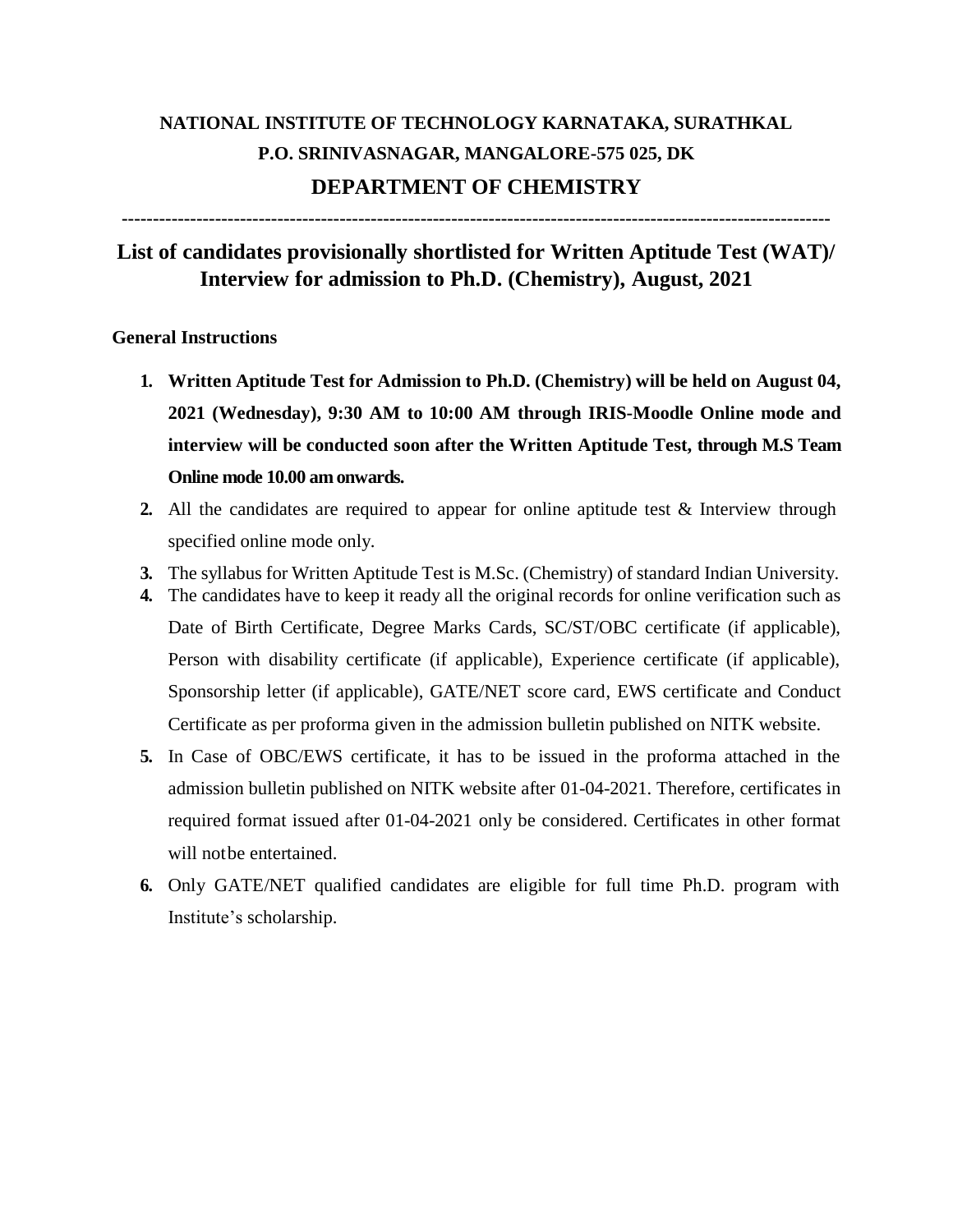# NATIONAL INSTITUTE OF TECHNOLOGY KARNATAKA, SURATHKAL

## P.O. SRINIVASNAGAR, MANGALORE-575 025, DK

## DEPARTMENT OF CHEMISTRY

---

## List of candidates provisionally shortlisted for Written Aptitude Test (WAT)/ Interview for admission to Ph.D. (Chemistry), August, 2021

**General Instructions**

1. **Written Aptitude Test for Admission to Ph.D. (Chemistry) will be held on August 04, 2021 (Wednesday), 9:30 AM to 10:00 AM through IRIS-Moodle Online mode and interview will be conducted soon after the Written Aptitude Test, through M.S Team Online mode 10.00 am onwards.**
2. All the candidates are required to appear for online aptitude test & Interview through specified online mode only.
3. The syllabus for Written Aptitude Test is M.Sc. (Chemistry) of standard Indian University.
4. The candidates have to keep it ready all the original records for online verification such as Date of Birth Certificate, Degree Marks Cards, SC/ST/OBC certificate (if applicable), Person with disability certificate (if applicable), Experience certificate (if applicable), Sponsorship letter (if applicable), GATE/NET score card, EWS certificate and Conduct Certificate as per proforma given in the admission bulletin published on NITK website.
5. In Case of OBC/EWS certificate, it has to be issued in the proforma attached in the admission bulletin published on NITK website after 01-04-2021. Therefore, certificates in required format issued after 01-04-2021 only be considered. Certificates in other format will notbe entertained.
6. Only GATE/NET qualified candidates are eligible for full time Ph.D. program with Institute's scholarship.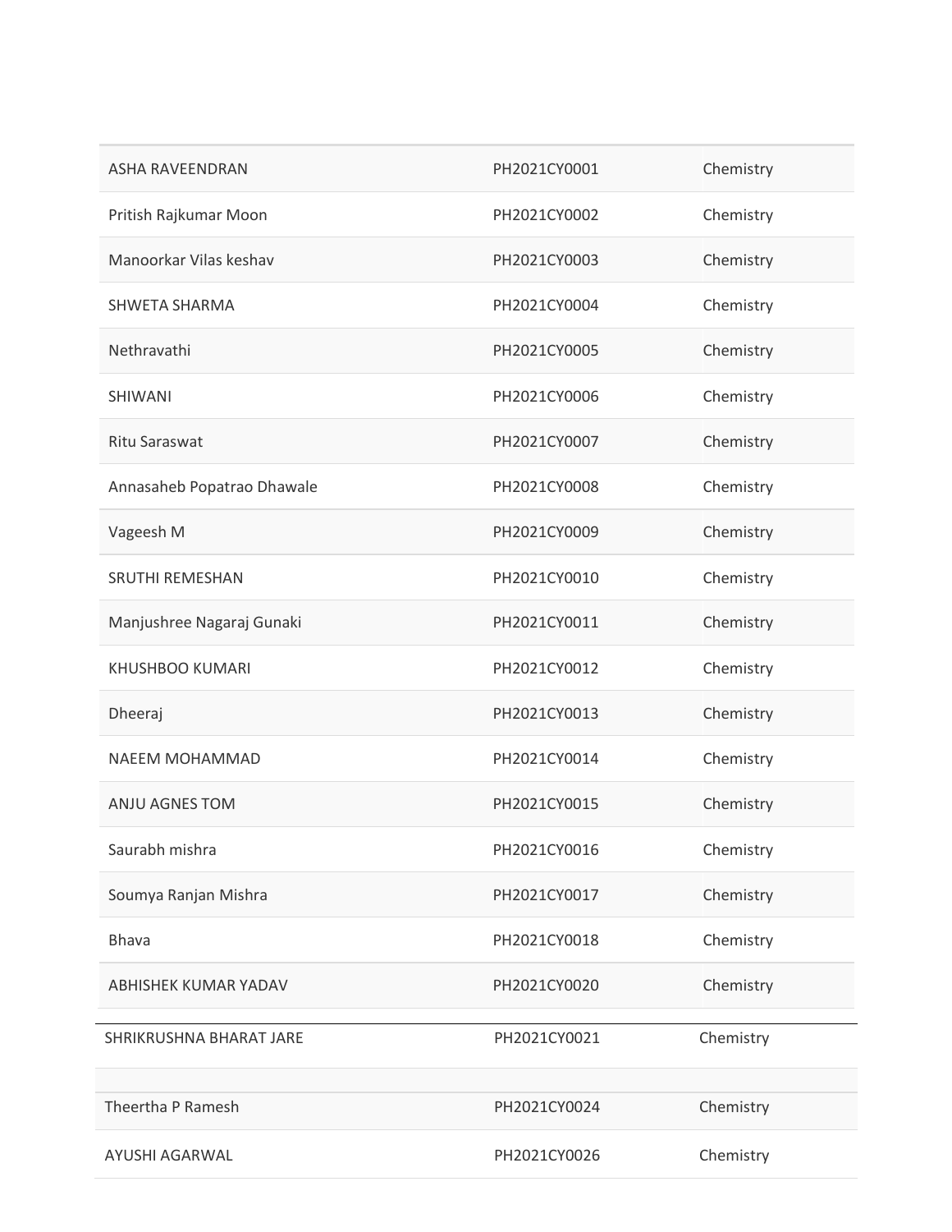| | | |
|---|---|---|
| ASHA RAVEENDRAN | PH2021CY0001 | Chemistry |
| Pritish Rajkumar Moon | PH2021CY0002 | Chemistry |
| Manoorkar Vilas keshav | PH2021CY0003 | Chemistry |
| SHWETA SHARMA | PH2021CY0004 | Chemistry |
| Nethravathi | PH2021CY0005 | Chemistry |
| SHIWANI | PH2021CY0006 | Chemistry |
| Ritu Saraswat | PH2021CY0007 | Chemistry |
| Annasaheb Popatrao Dhawale | PH2021CY0008 | Chemistry |
| Vageesh M | PH2021CY0009 | Chemistry |
| SRUTHI REMESHAN | PH2021CY0010 | Chemistry |
| Manjushree Nagaraj Gunaki | PH2021CY0011 | Chemistry |
| KHUSHBOO KUMARI | PH2021CY0012 | Chemistry |
| Dheeraj | PH2021CY0013 | Chemistry |
| NAEEM MOHAMMAD | PH2021CY0014 | Chemistry |
| ANJU AGNES TOM | PH2021CY0015 | Chemistry |
| Saurabh mishra | PH2021CY0016 | Chemistry |
| Soumya Ranjan Mishra | PH2021CY0017 | Chemistry |
| Bhava | PH2021CY0018 | Chemistry |
| ABHISHEK KUMAR YADAV | PH2021CY0020 | Chemistry |
| SHRIKRUSHNA BHARAT JARE | PH2021CY0021 | Chemistry |
| | | |
| Theertha P Ramesh | PH2021CY0024 | Chemistry |
| AYUSHI AGARWAL | PH2021CY0026 | Chemistry |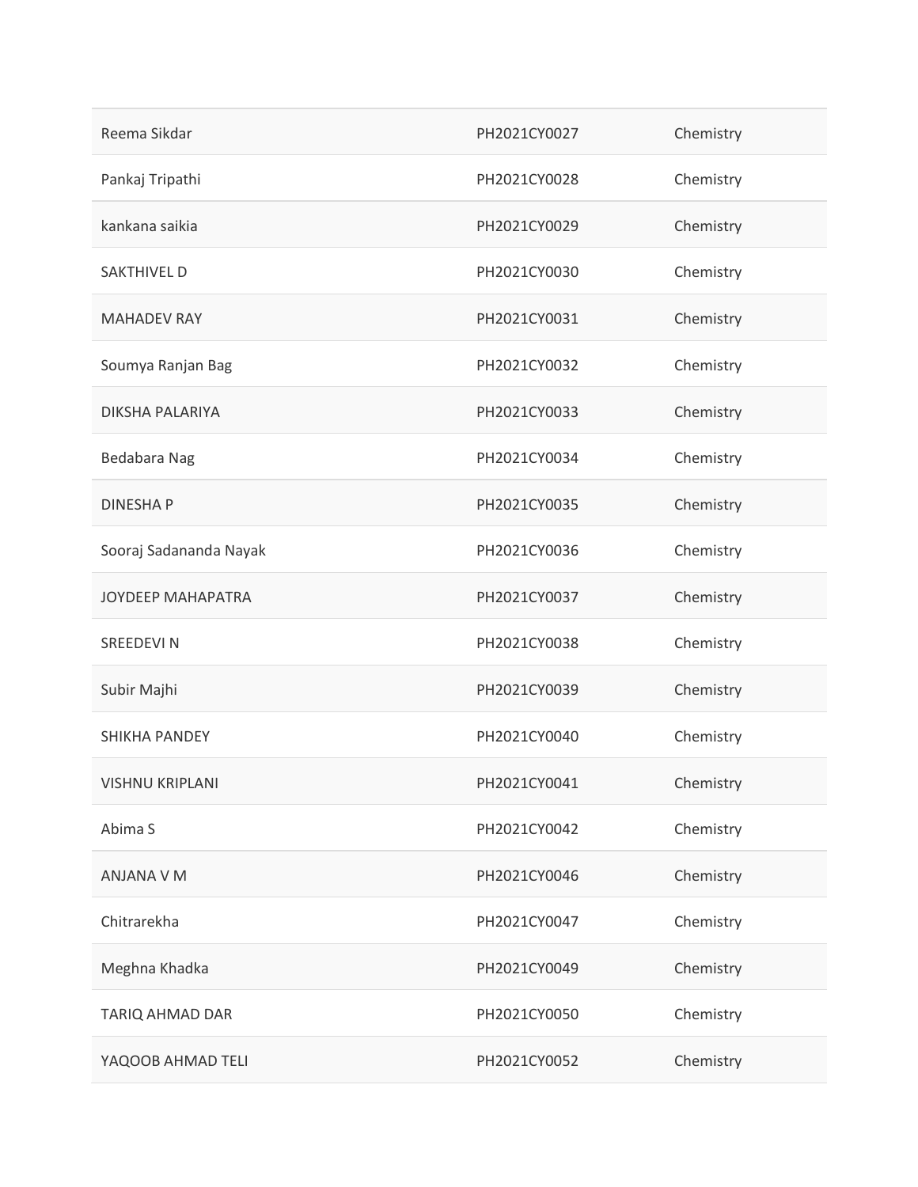| | | |
|---|---|---|
| Reema Sikdar | PH2021CY0027 | Chemistry |
| Pankaj Tripathi | PH2021CY0028 | Chemistry |
| kankana saikia | PH2021CY0029 | Chemistry |
| SAKTHIVEL D | PH2021CY0030 | Chemistry |
| MAHADEV RAY | PH2021CY0031 | Chemistry |
| Soumya Ranjan Bag | PH2021CY0032 | Chemistry |
| DIKSHA PALARIYA | PH2021CY0033 | Chemistry |
| Bedabara Nag | PH2021CY0034 | Chemistry |
| DINESHA P | PH2021CY0035 | Chemistry |
| Sooraj Sadananda Nayak | PH2021CY0036 | Chemistry |
| JOYDEEP MAHAPATRA | PH2021CY0037 | Chemistry |
| SREEDEVI N | PH2021CY0038 | Chemistry |
| Subir Majhi | PH2021CY0039 | Chemistry |
| SHIKHA PANDEY | PH2021CY0040 | Chemistry |
| VISHNU KRIPLANI | PH2021CY0041 | Chemistry |
| Abima S | PH2021CY0042 | Chemistry |
| ANJANA V M | PH2021CY0046 | Chemistry |
| Chitrarekha | PH2021CY0047 | Chemistry |
| Meghna Khadka | PH2021CY0049 | Chemistry |
| TARIQ AHMAD DAR | PH2021CY0050 | Chemistry |
| YAQOOB AHMAD TELI | PH2021CY0052 | Chemistry |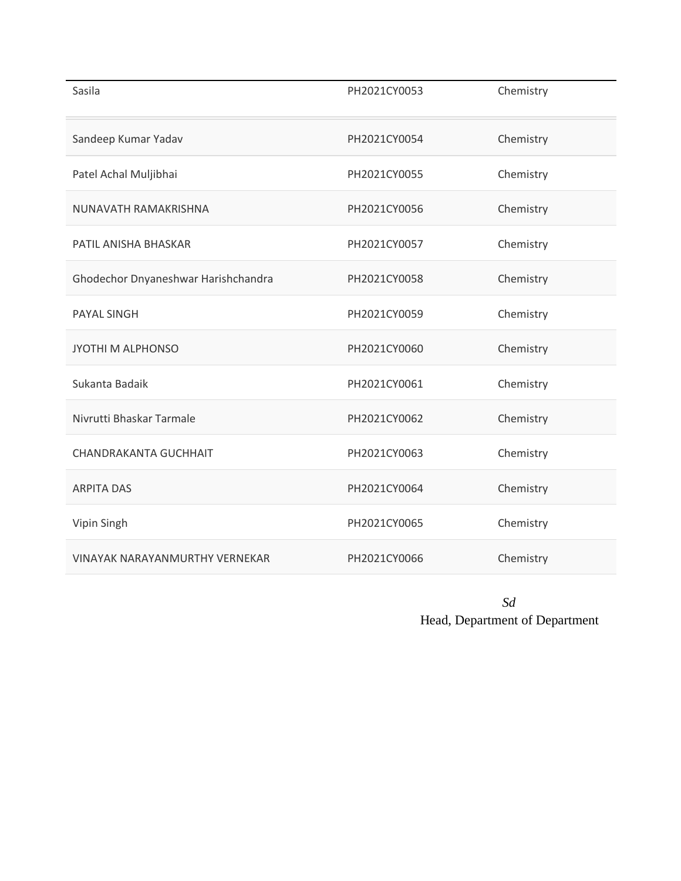| | | |
|---|---|---|
| Sasila | PH2021CY0053 | Chemistry |
| Sandeep Kumar Yadav | PH2021CY0054 | Chemistry |
| Patel Achal Muljibhai | PH2021CY0055 | Chemistry |
| NUNAVATH RAMAKRISHNA | PH2021CY0056 | Chemistry |
| PATIL ANISHA BHASKAR | PH2021CY0057 | Chemistry |
| Ghodechor Dnyaneshwar Harishchandra | PH2021CY0058 | Chemistry |
| PAYAL SINGH | PH2021CY0059 | Chemistry |
| JYOTHI M ALPHONSO | PH2021CY0060 | Chemistry |
| Sukanta Badaik | PH2021CY0061 | Chemistry |
| Nivrutti Bhaskar Tarmale | PH2021CY0062 | Chemistry |
| CHANDRAKANTA GUCHHAIT | PH2021CY0063 | Chemistry |
| ARPITA DAS | PH2021CY0064 | Chemistry |
| Vipin Singh | PH2021CY0065 | Chemistry |
| VINAYAK NARAYANMURTHY VERNEKAR | PH2021CY0066 | Chemistry |

*Sd*

Head, Department of Department